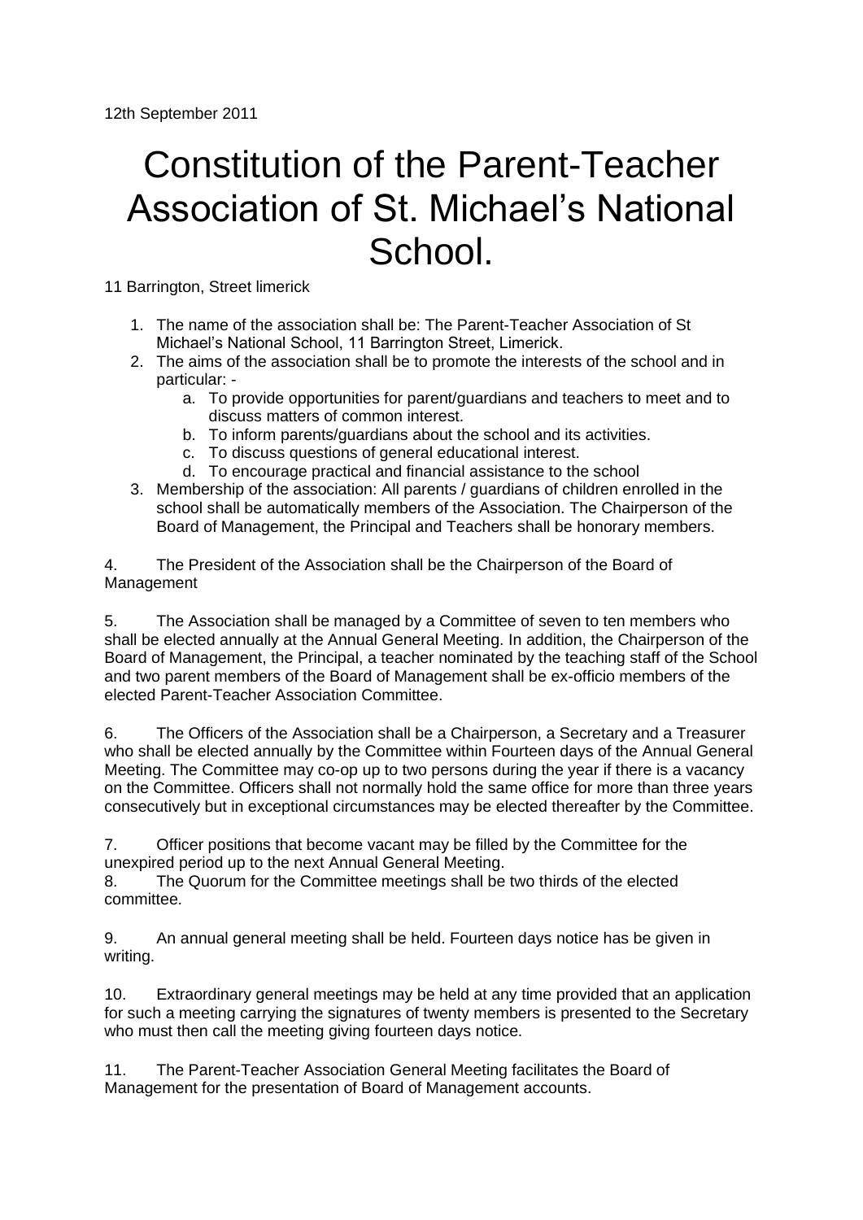12th September 2011

# Constitution of the Parent-Teacher Association of St. Michael's National School.

11 Barrington, Street limerick

1. The name of the association shall be: The Parent-Teacher Association of St Michael's National School, 11 Barrington Street, Limerick.
2. The aims of the association shall be to promote the interests of the school and in particular: -
    a. To provide opportunities for parent/guardians and teachers to meet and to discuss matters of common interest.
    b. To inform parents/guardians about the school and its activities.
    c. To discuss questions of general educational interest.
    d. To encourage practical and financial assistance to the school
3. Membership of the association: All parents / guardians of children enrolled in the school shall be automatically members of the Association. The Chairperson of the Board of Management, the Principal and Teachers shall be honorary members.

4. The President of the Association shall be the Chairperson of the Board of Management

5. The Association shall be managed by a Committee of seven to ten members who shall be elected annually at the Annual General Meeting. In addition, the Chairperson of the Board of Management, the Principal, a teacher nominated by the teaching staff of the School and two parent members of the Board of Management shall be ex-officio members of the elected Parent-Teacher Association Committee.

6. The Officers of the Association shall be a Chairperson, a Secretary and a Treasurer who shall be elected annually by the Committee within Fourteen days of the Annual General Meeting. The Committee may co-op up to two persons during the year if there is a vacancy on the Committee. Officers shall not normally hold the same office for more than three years consecutively but in exceptional circumstances may be elected thereafter by the Committee.

7. Officer positions that become vacant may be filled by the Committee for the unexpired period up to the next Annual General Meeting.

8. The Quorum for the Committee meetings shall be two thirds of the elected committee.

9. An annual general meeting shall be held. Fourteen days notice has be given in writing.

10. Extraordinary general meetings may be held at any time provided that an application for such a meeting carrying the signatures of twenty members is presented to the Secretary who must then call the meeting giving fourteen days notice.

11. The Parent-Teacher Association General Meeting facilitates the Board of Management for the presentation of Board of Management accounts.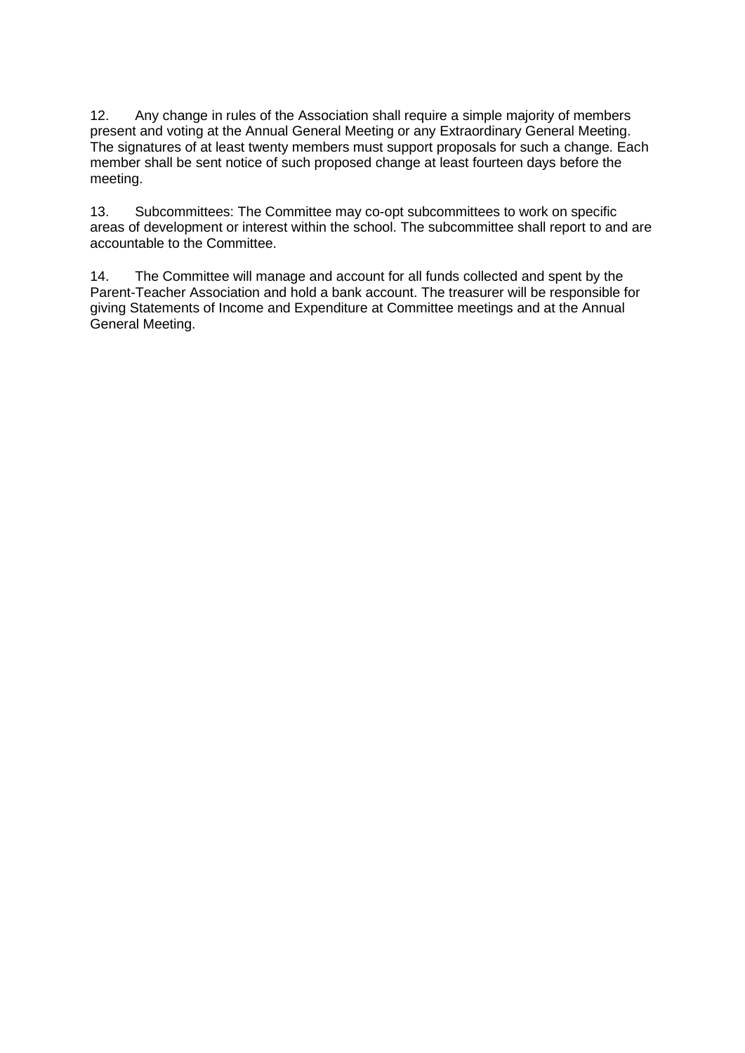12. Any change in rules of the Association shall require a simple majority of members present and voting at the Annual General Meeting or any Extraordinary General Meeting. The signatures of at least twenty members must support proposals for such a change. Each member shall be sent notice of such proposed change at least fourteen days before the meeting.

13. Subcommittees: The Committee may co-opt subcommittees to work on specific areas of development or interest within the school. The subcommittee shall report to and are accountable to the Committee.

14. The Committee will manage and account for all funds collected and spent by the Parent-Teacher Association and hold a bank account. The treasurer will be responsible for giving Statements of Income and Expenditure at Committee meetings and at the Annual General Meeting.